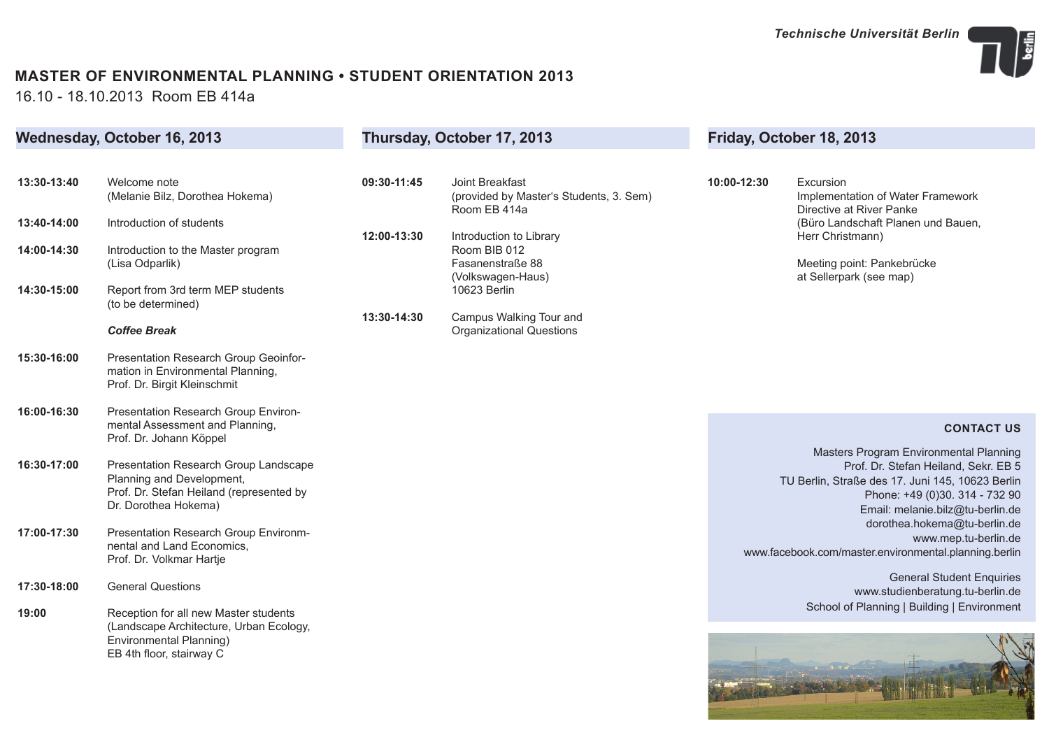Technische Universität Berlin

# MASTER OF ENVIRONMENTAL PLANNING • STUDENT ORIENTATION 2013

16.10 - 18.10.2013 Room EB 414a

## Wednesday, October 16, 2013

| | |
|---|---|
| **13:30-13:40** | Welcome note (Melanie Bilz, Dorothea Hokema) |
| **13:40-14:00** | Introduction of students |
| **14:00-14:30** | Introduction to the Master program (Lisa Odparlik) |
| **14:30-15:00** | Report from 3rd term MEP students (to be determined) |
| | ***Coffee Break*** |
| **15:30-16:00** | Presentation Research Group Geoinformation in Environmental Planning, Prof. Dr. Birgit Kleinschmit |
| **16:00-16:30** | Presentation Research Group Environmental Assessment and Planning, Prof. Dr. Johann Köppel |
| **16:30-17:00** | Presentation Research Group Landscape Planning and Development, Prof. Dr. Stefan Heiland (represented by Dr. Dorothea Hokema) |
| **17:00-17:30** | Presentation Research Group Environmnental and Land Economics, Prof. Dr. Volkmar Hartje |
| **17:30-18:00** | General Questions |
| **19:00** | Reception for all new Master students (Landscape Architecture, Urban Ecology, Environmental Planning) EB 4th floor, stairway C |

## Thursday, October 17, 2013

| | |
|---|---|
| **09:30-11:45** | Joint Breakfast (provided by Master's Students, 3. Sem) Room EB 414a |
| **12:00-13:30** | Introduction to Library Room BIB 012 Fasanenstraße 88 (Volkswagen-Haus) 10623 Berlin |
| **13:30-14:30** | Campus Walking Tour and Organizational Questions |

## Friday, October 18, 2013

| | |
|---|---|
| **10:00-12:30** | Excursion Implementation of Water Framework Directive at River Panke (Büro Landschaft Planen und Bauen, Herr Christmann)<br><br>Meeting point: Pankebrücke at Sellerpark (see map) |

### CONTACT US

Masters Program Environmental Planning
Prof. Dr. Stefan Heiland, Sekr. EB 5
TU Berlin, Straße des 17. Juni 145, 10623 Berlin
Phone: +49 (0)30. 314 - 732 90
Email: melanie.bilz@tu-berlin.de
dorothea.hokema@tu-berlin.de
www.mep.tu-berlin.de
www.facebook.com/master.environmental.planning.berlin

General Student Enquiries
www.studienberatung.tu-berlin.de
School of Planning | Building | Environment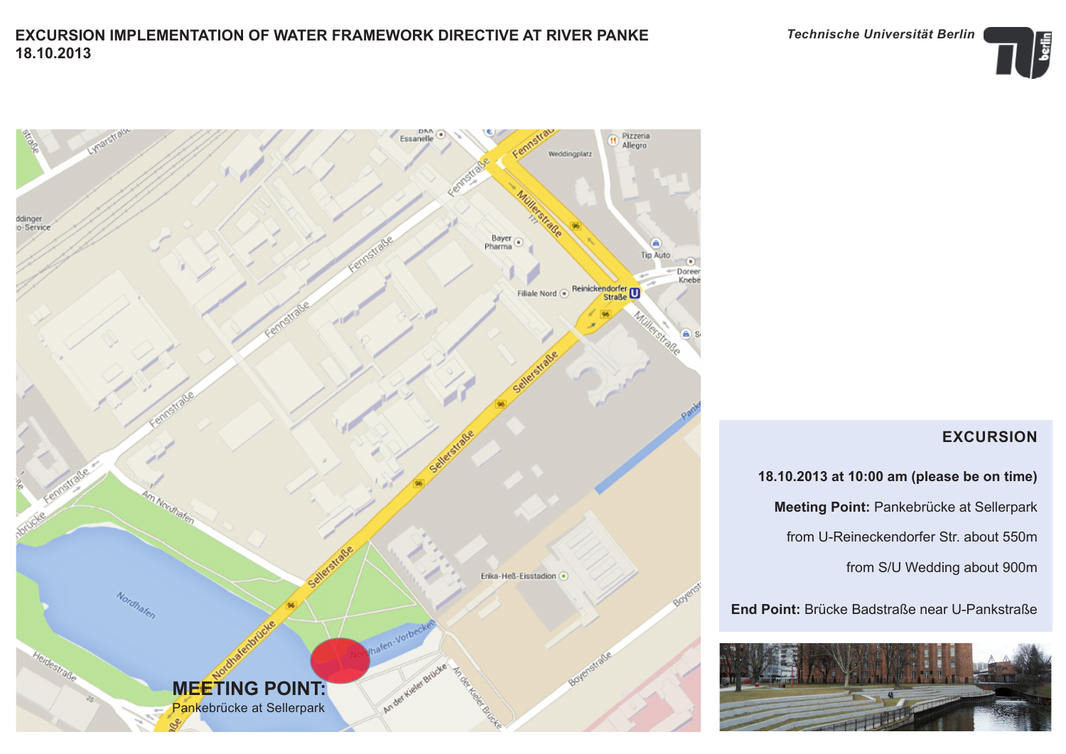# EXCURSION IMPLEMENTATION OF WATER FRAMEWORK DIRECTIVE AT RIVER PANKE
**18.10.2013**

*Technische Universität Berlin*

**MEETING POINT:**
Pankebrücke at Sellerpark

## EXCURSION

**18.10.2013 at 10:00 am (please be on time)**

**Meeting Point:** Pankebrücke at Sellerpark

from U-Reineckendorfer Str. about 550m

from S/U Wedding about 900m

**End Point:** Brücke Badstraße near U-Pankstraße